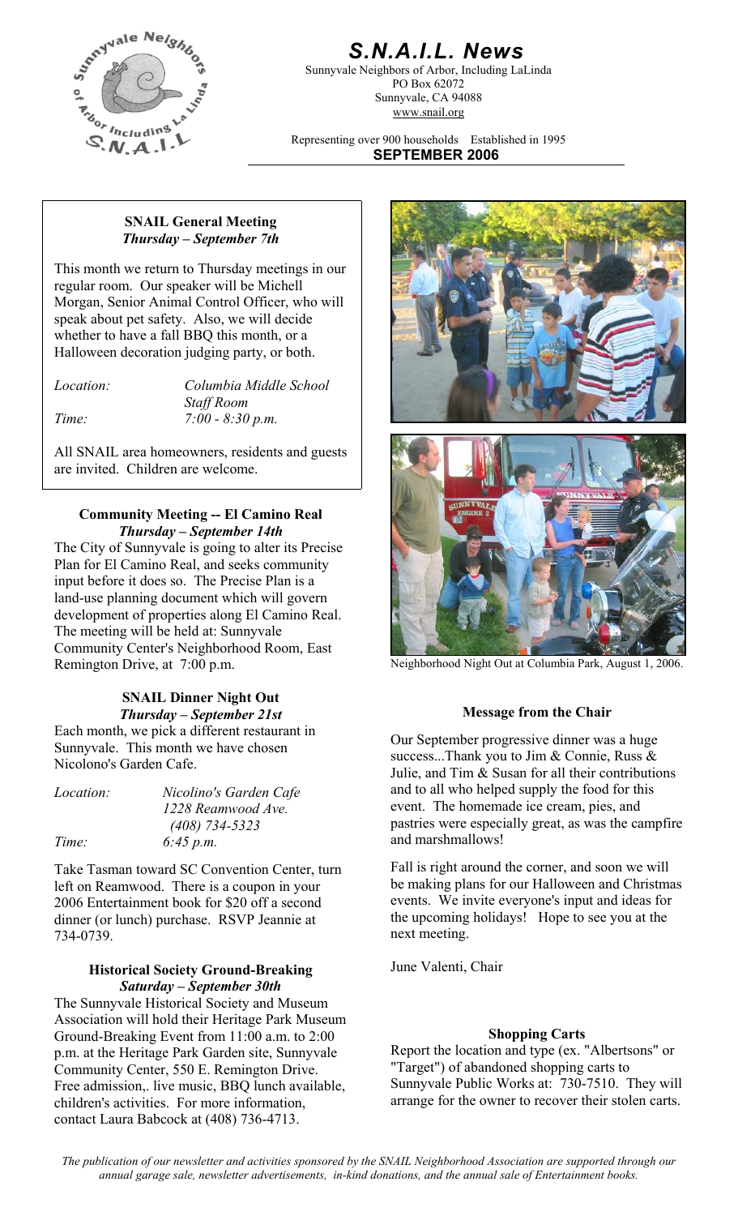# S.N.A.I.L. News

Sunnyvale Neighbors of Arbor, Including LaLinda
PO Box 62072
Sunnyvale, CA 94088
www.snail.org

Representing over 900 households Established in 1995

**SEPTEMBER 2006**

### SNAIL General Meeting
***Thursday – September 7th***

This month we return to Thursday meetings in our regular room. Our speaker will be Michell Morgan, Senior Animal Control Officer, who will speak about pet safety. Also, we will decide whether to have a fall BBQ this month, or a Halloween decoration judging party, or both.

*Location:* *Columbia Middle School Staff Room*
*Time:* *7:00 - 8:30 p.m.*

All SNAIL area homeowners, residents and guests are invited. Children are welcome.

### Community Meeting -- El Camino Real
***Thursday – September 14th***

The City of Sunnyvale is going to alter its Precise Plan for El Camino Real, and seeks community input before it does so. The Precise Plan is a land-use planning document which will govern development of properties along El Camino Real. The meeting will be held at: Sunnyvale Community Center's Neighborhood Room, East Remington Drive, at 7:00 p.m.

### SNAIL Dinner Night Out
***Thursday – September 21st***

Each month, we pick a different restaurant in Sunnyvale. This month we have chosen Nicolono's Garden Cafe.

*Location:* *Nicolino's Garden Cafe*
*1228 Reamwood Ave.*
*(408) 734-5323*
*Time:* *6:45 p.m.*

Take Tasman toward SC Convention Center, turn left on Reamwood. There is a coupon in your 2006 Entertainment book for $20 off a second dinner (or lunch) purchase. RSVP Jeannie at 734-0739.

### Historical Society Ground-Breaking
***Saturday – September 30th***

The Sunnyvale Historical Society and Museum Association will hold their Heritage Park Museum Ground-Breaking Event from 11:00 a.m. to 2:00 p.m. at the Heritage Park Garden site, Sunnyvale Community Center, 550 E. Remington Drive. Free admission,. live music, BBQ lunch available, children's activities. For more information, contact Laura Babcock at (408) 736-4713.

Neighborhood Night Out at Columbia Park, August 1, 2006.

### Message from the Chair

Our September progressive dinner was a huge success...Thank you to Jim & Connie, Russ & Julie, and Tim & Susan for all their contributions and to all who helped supply the food for this event. The homemade ice cream, pies, and pastries were especially great, as was the campfire and marshmallows!

Fall is right around the corner, and soon we will be making plans for our Halloween and Christmas events. We invite everyone's input and ideas for the upcoming holidays! Hope to see you at the next meeting.

June Valenti, Chair

### Shopping Carts

Report the location and type (ex. "Albertsons" or "Target") of abandoned shopping carts to Sunnyvale Public Works at: 730-7510. They will arrange for the owner to recover their stolen carts.

*The publication of our newsletter and activities sponsored by the SNAIL Neighborhood Association are supported through our annual garage sale, newsletter advertisements, in-kind donations, and the annual sale of Entertainment books.*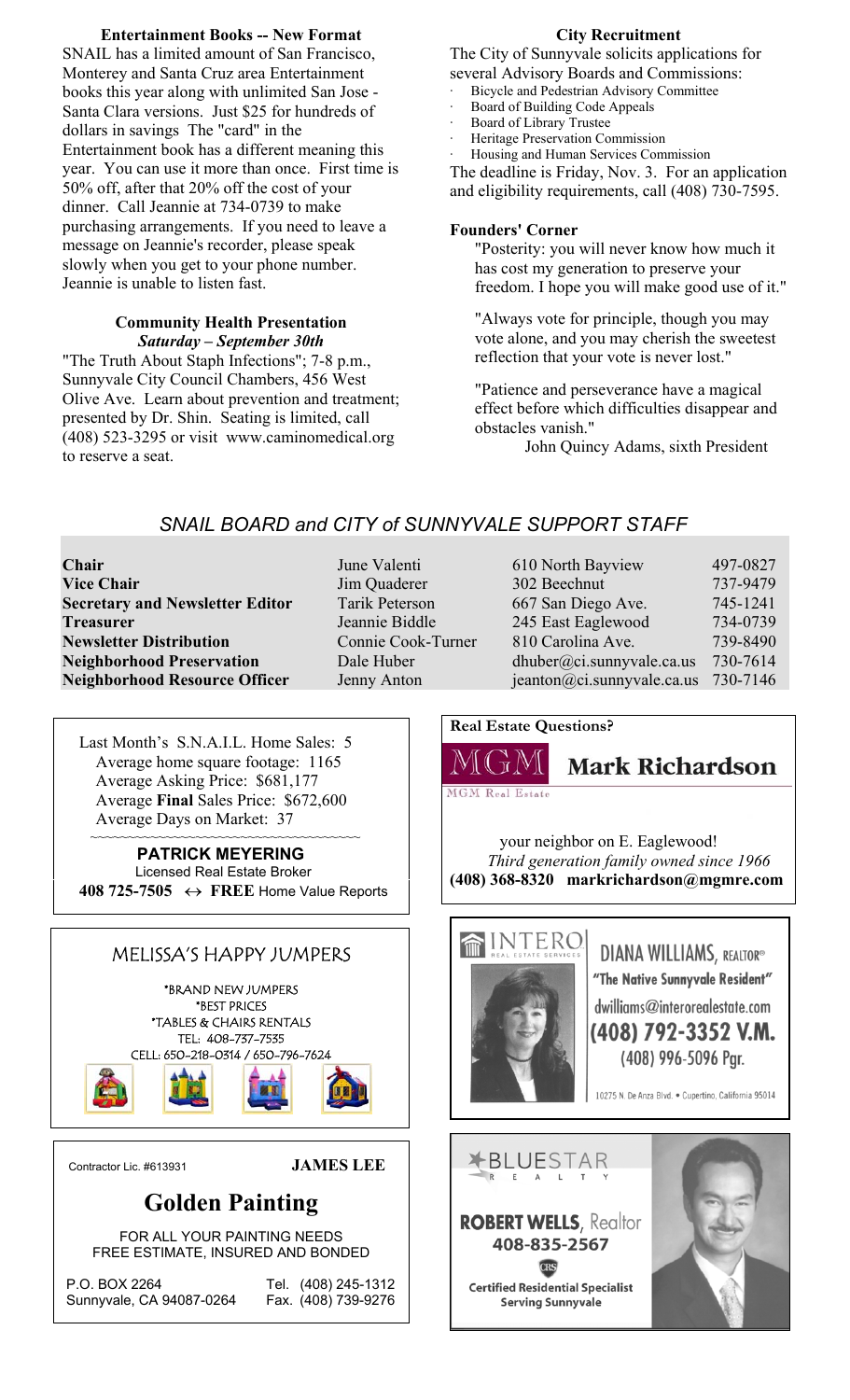**Entertainment Books -- New Format**

SNAIL has a limited amount of San Francisco, Monterey and Santa Cruz area Entertainment books this year along with unlimited San Jose - Santa Clara versions. Just $25 for hundreds of dollars in savings The "card" in the Entertainment book has a different meaning this year. You can use it more than once. First time is 50% off, after that 20% off the cost of your dinner. Call Jeannie at 734-0739 to make purchasing arrangements. If you need to leave a message on Jeannie's recorder, please speak slowly when you get to your phone number. Jeannie is unable to listen fast.

**Community Health Presentation**
***Saturday – September 30th***

"The Truth About Staph Infections"; 7-8 p.m., Sunnyvale City Council Chambers, 456 West Olive Ave. Learn about prevention and treatment; presented by Dr. Shin. Seating is limited, call (408) 523-3295 or visit www.caminomedical.org to reserve a seat.

**City Recruitment**

The City of Sunnyvale solicits applications for several Advisory Boards and Commissions:

- Bicycle and Pedestrian Advisory Committee
- Board of Building Code Appeals
- Board of Library Trustee
- Heritage Preservation Commission
- Housing and Human Services Commission

The deadline is Friday, Nov. 3. For an application and eligibility requirements, call (408) 730-7595.

**Founders' Corner**

"Posterity: you will never know how much it has cost my generation to preserve your freedom. I hope you will make good use of it."

"Always vote for principle, though you may vote alone, and you may cherish the sweetest reflection that your vote is never lost."

"Patience and perseverance have a magical effect before which difficulties disappear and obstacles vanish."

John Quincy Adams, sixth President

## *SNAIL BOARD and CITY of SUNNYVALE SUPPORT STAFF*

| | | | |
|---|---|---|---|
| **Chair** | June Valenti | 610 North Bayview | 497-0827 |
| **Vice Chair** | Jim Quaderer | 302 Beechnut | 737-9479 |
| **Secretary and Newsletter Editor** | Tarik Peterson | 667 San Diego Ave. | 745-1241 |
| **Treasurer** | Jeannie Biddle | 245 East Eaglewood | 734-0739 |
| **Newsletter Distribution** | Connie Cook-Turner | 810 Carolina Ave. | 739-8490 |
| **Neighborhood Preservation** | Dale Huber | dhuber@ci.sunnyvale.ca.us | 730-7614 |
| **Neighborhood Resource Officer** | Jenny Anton | jeanton@ci.sunnyvale.ca.us | 730-7146 |

Last Month's S.N.A.I.L. Home Sales: 5
Average home square footage: 1165
Average Asking Price: $681,177
Average **Final** Sales Price: $672,600
Average Days on Market: 37

**PATRICK MEYERING**
Licensed Real Estate Broker
**408 725-7505** ↔ **FREE** Home Value Reports

**Real Estate Questions?**

MGM **Mark Richardson**
MGM Real Estate

your neighbor on E. Eaglewood!
*Third generation family owned since 1966*
**(408) 368-8320 markrichardson@mgmre.com**

MELISSA'S HAPPY JUMPERS

*BRAND NEW JUMPERS
*BEST PRICES
*TABLES & CHAIRS RENTALS
TEL: 408-737-7535
CELL: 650-218-0314 / 650-796-7624

INTERO REAL ESTATE SERVICES

DIANA WILLIAMS, REALTOR®
"The Native Sunnyvale Resident"
dwilliams@interorealestate.com
(408) 792-3352 V.M.
(408) 996-5096 Pgr.
10275 N. De Anza Blvd. • Cupertino, California 95014

Contractor Lic. #613931 **JAMES LEE**

# Golden Painting

FOR ALL YOUR PAINTING NEEDS
FREE ESTIMATE, INSURED AND BONDED

P.O. BOX 2264
Sunnyvale, CA 94087-0264

Tel. (408) 245-1312
Fax. (408) 739-9276

BLUESTAR REALTY

**ROBERT WELLS**, Realtor
**408-835-2567**
**Certified Residential Specialist**
**Serving Sunnyvale**